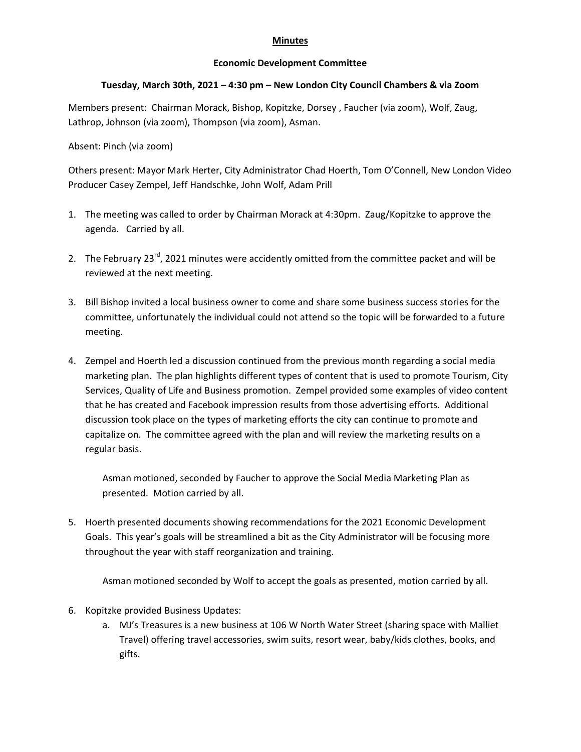# Minutes

## Economic Development Committee

### Tuesday, March 30th, 2021 – 4:30 pm – New London City Council Chambers & via Zoom

Members present: Chairman Morack, Bishop, Kopitzke, Dorsey , Faucher (via zoom), Wolf, Zaug, Lathrop, Johnson (via zoom), Thompson (via zoom), Asman.

Absent: Pinch (via zoom)

Others present: Mayor Mark Herter, City Administrator Chad Hoerth, Tom O'Connell, New London Video Producer Casey Zempel, Jeff Handschke, John Wolf, Adam Prill

1. The meeting was called to order by Chairman Morack at 4:30pm. Zaug/Kopitzke to approve the agenda. Carried by all.

2. The February 23rd, 2021 minutes were accidently omitted from the committee packet and will be reviewed at the next meeting.

3. Bill Bishop invited a local business owner to come and share some business success stories for the committee, unfortunately the individual could not attend so the topic will be forwarded to a future meeting.

4. Zempel and Hoerth led a discussion continued from the previous month regarding a social media marketing plan. The plan highlights different types of content that is used to promote Tourism, City Services, Quality of Life and Business promotion. Zempel provided some examples of video content that he has created and Facebook impression results from those advertising efforts. Additional discussion took place on the types of marketing efforts the city can continue to promote and capitalize on. The committee agreed with the plan and will review the marketing results on a regular basis.

   Asman motioned, seconded by Faucher to approve the Social Media Marketing Plan as presented. Motion carried by all.

5. Hoerth presented documents showing recommendations for the 2021 Economic Development Goals. This year's goals will be streamlined a bit as the City Administrator will be focusing more throughout the year with staff reorganization and training.

   Asman motioned seconded by Wolf to accept the goals as presented, motion carried by all.

6. Kopitzke provided Business Updates:
   a. MJ's Treasures is a new business at 106 W North Water Street (sharing space with Malliet Travel) offering travel accessories, swim suits, resort wear, baby/kids clothes, books, and gifts.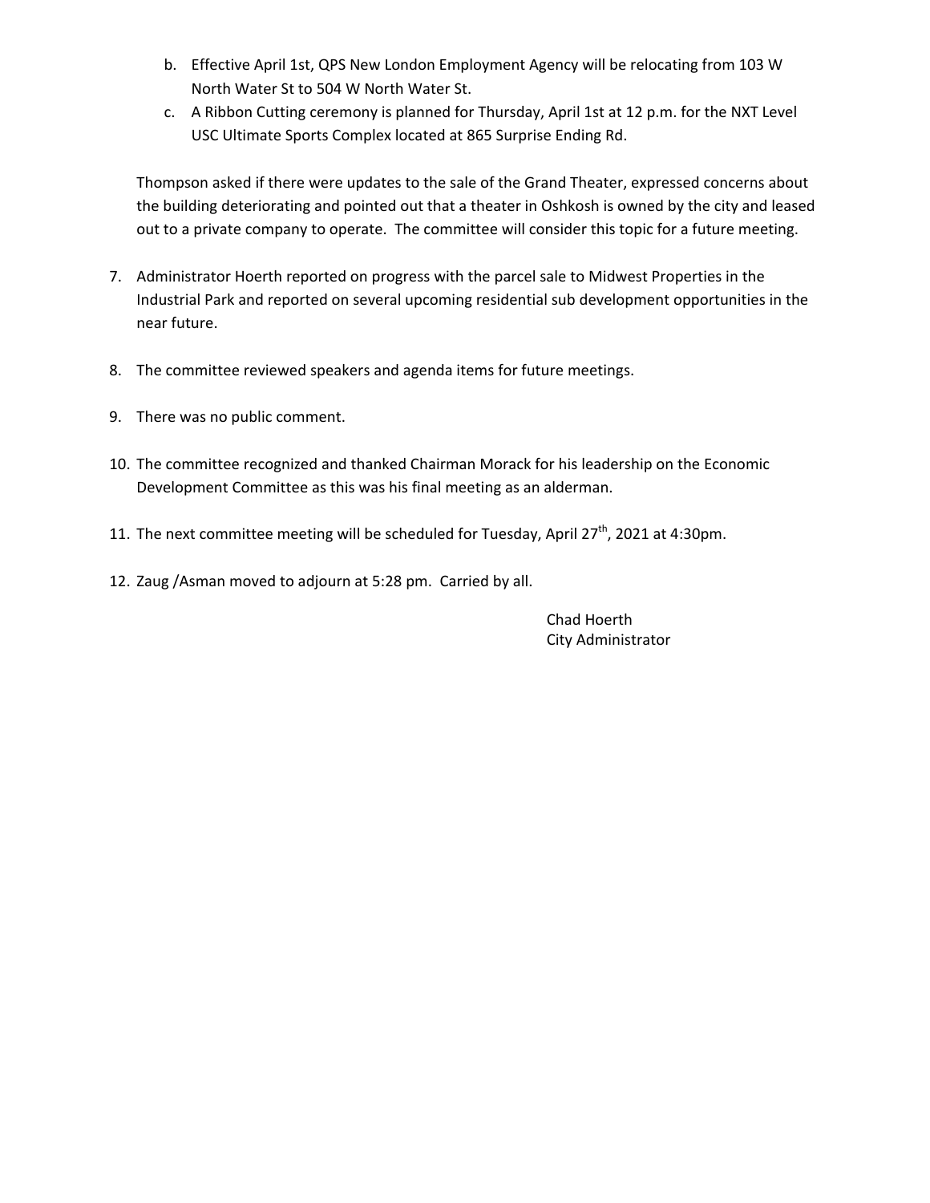b. Effective April 1st, QPS New London Employment Agency will be relocating from 103 W North Water St to 504 W North Water St.
c. A Ribbon Cutting ceremony is planned for Thursday, April 1st at 12 p.m. for the NXT Level USC Ultimate Sports Complex located at 865 Surprise Ending Rd.

Thompson asked if there were updates to the sale of the Grand Theater, expressed concerns about the building deteriorating and pointed out that a theater in Oshkosh is owned by the city and leased out to a private company to operate. The committee will consider this topic for a future meeting.

7. Administrator Hoerth reported on progress with the parcel sale to Midwest Properties in the Industrial Park and reported on several upcoming residential sub development opportunities in the near future.

8. The committee reviewed speakers and agenda items for future meetings.

9. There was no public comment.

10. The committee recognized and thanked Chairman Morack for his leadership on the Economic Development Committee as this was his final meeting as an alderman.

11. The next committee meeting will be scheduled for Tuesday, April 27th, 2021 at 4:30pm.

12. Zaug /Asman moved to adjourn at 5:28 pm. Carried by all.

Chad Hoerth
City Administrator